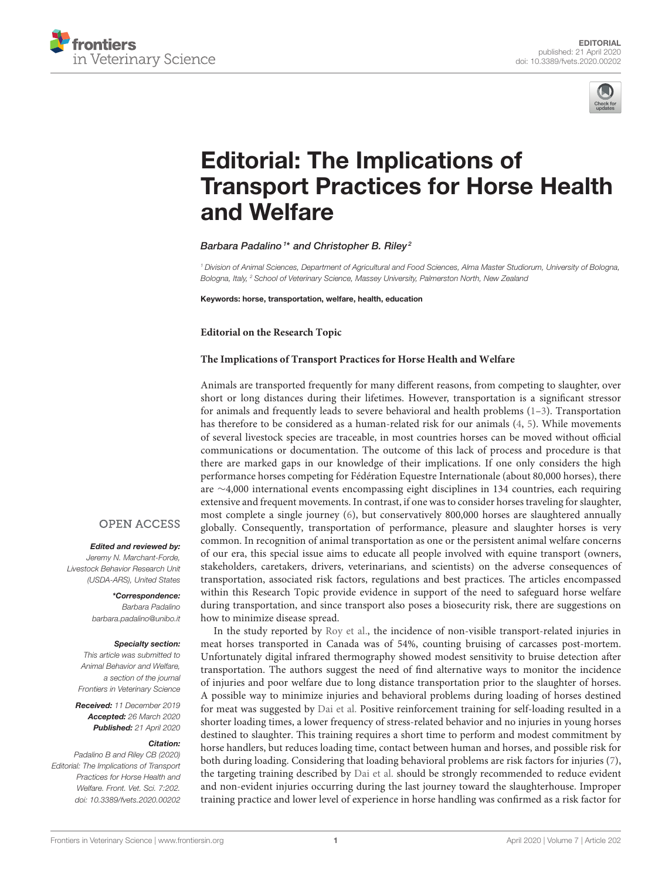EDITORIAL
published: 21 April 2020
doi: 10.3389/fvets.2020.00202

# Editorial: The Implications of Transport Practices for Horse Health and Welfare

*Barbara Padalino[1]\* and Christopher B. Riley[2]*

[1] Division of Animal Sciences, Department of Agricultural and Food Sciences, Alma Master Studiorum, University of Bologna, Bologna, Italy, [2] School of Veterinary Science, Massey University, Palmerston North, New Zealand

**Keywords:** horse, transportation, welfare, health, education

**Editorial on the Research Topic**

**The Implications of Transport Practices for Horse Health and Welfare**

OPEN ACCESS

***Edited and reviewed by:***
*Jeremy N. Marchant-Forde, Livestock Behavior Research Unit (USDA-ARS), United States*

***\*Correspondence:***
*Barbara Padalino*
*barbara.padalino@unibo.it*

***Specialty section:***
*This article was submitted to Animal Behavior and Welfare, a section of the journal Frontiers in Veterinary Science*

***Received:*** *11 December 2019*
***Accepted:*** *26 March 2020*
***Published:*** *21 April 2020*

***Citation:***
*Padalino B and Riley CB (2020) Editorial: The Implications of Transport Practices for Horse Health and Welfare. Front. Vet. Sci. 7:202. doi: 10.3389/fvets.2020.00202*

Animals are transported frequently for many different reasons, from competing to slaughter, over short or long distances during their lifetimes. However, transportation is a significant stressor for animals and frequently leads to severe behavioral and health problems (1–3). Transportation has therefore to be considered as a human-related risk for our animals (4, 5). While movements of several livestock species are traceable, in most countries horses can be moved without official communications or documentation. The outcome of this lack of process and procedure is that there are marked gaps in our knowledge of their implications. If one only considers the high performance horses competing for Fédération Equestre Internationale (about 80,000 horses), there are ∼4,000 international events encompassing eight disciplines in 134 countries, each requiring extensive and frequent movements. In contrast, if one was to consider horses traveling for slaughter, most complete a single journey (6), but conservatively 800,000 horses are slaughtered annually globally. Consequently, transportation of performance, pleasure and slaughter horses is very common. In recognition of animal transportation as one or the persistent animal welfare concerns of our era, this special issue aims to educate all people involved with equine transport (owners, stakeholders, caretakers, drivers, veterinarians, and scientists) on the adverse consequences of transportation, associated risk factors, regulations and best practices. The articles encompassed within this Research Topic provide evidence in support of the need to safeguard horse welfare during transportation, and since transport also poses a biosecurity risk, there are suggestions on how to minimize disease spread.

In the study reported by Roy et al., the incidence of non-visible transport-related injuries in meat horses transported in Canada was of 54%, counting bruising of carcasses post-mortem. Unfortunately digital infrared thermography showed modest sensitivity to bruise detection after transportation. The authors suggest the need of find alternative ways to monitor the incidence of injuries and poor welfare due to long distance transportation prior to the slaughter of horses. A possible way to minimize injuries and behavioral problems during loading of horses destined for meat was suggested by Dai et al. Positive reinforcement training for self-loading resulted in a shorter loading times, a lower frequency of stress-related behavior and no injuries in young horses destined to slaughter. This training requires a short time to perform and modest commitment by horse handlers, but reduces loading time, contact between human and horses, and possible risk for both during loading. Considering that loading behavioral problems are risk factors for injuries (7), the targeting training described by Dai et al. should be strongly recommended to reduce evident and non-evident injuries occurring during the last journey toward the slaughterhouse. Improper training practice and lower level of experience in horse handling was confirmed as a risk factor for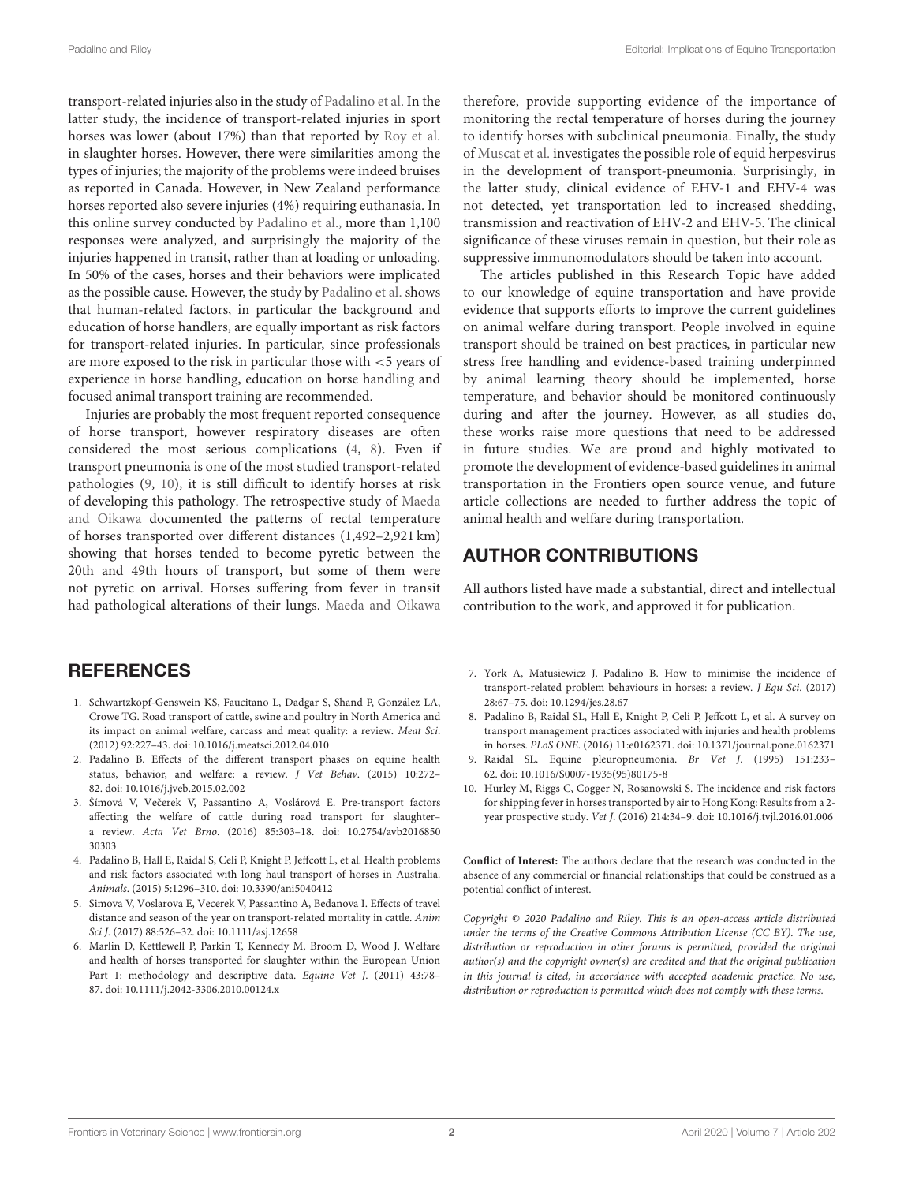transport-related injuries also in the study of Padalino et al. In the latter study, the incidence of transport-related injuries in sport horses was lower (about 17%) than that reported by Roy et al. in slaughter horses. However, there were similarities among the types of injuries; the majority of the problems were indeed bruises as reported in Canada. However, in New Zealand performance horses reported also severe injuries (4%) requiring euthanasia. In this online survey conducted by Padalino et al., more than 1,100 responses were analyzed, and surprisingly the majority of the injuries happened in transit, rather than at loading or unloading. In 50% of the cases, horses and their behaviors were implicated as the possible cause. However, the study by Padalino et al. shows that human-related factors, in particular the background and education of horse handlers, are equally important as risk factors for transport-related injuries. In particular, since professionals are more exposed to the risk in particular those with <5 years of experience in horse handling, education on horse handling and focused animal transport training are recommended.

Injuries are probably the most frequent reported consequence of horse transport, however respiratory diseases are often considered the most serious complications (4, 8). Even if transport pneumonia is one of the most studied transport-related pathologies (9, 10), it is still difficult to identify horses at risk of developing this pathology. The retrospective study of Maeda and Oikawa documented the patterns of rectal temperature of horses transported over different distances (1,492–2,921 km) showing that horses tended to become pyretic between the 20th and 49th hours of transport, but some of them were not pyretic on arrival. Horses suffering from fever in transit had pathological alterations of their lungs. Maeda and Oikawa therefore, provide supporting evidence of the importance of monitoring the rectal temperature of horses during the journey to identify horses with subclinical pneumonia. Finally, the study of Muscat et al. investigates the possible role of equid herpesvirus in the development of transport-pneumonia. Surprisingly, in the latter study, clinical evidence of EHV-1 and EHV-4 was not detected, yet transportation led to increased shedding, transmission and reactivation of EHV-2 and EHV-5. The clinical significance of these viruses remain in question, but their role as suppressive immunomodulators should be taken into account.

The articles published in this Research Topic have added to our knowledge of equine transportation and have provide evidence that supports efforts to improve the current guidelines on animal welfare during transport. People involved in equine transport should be trained on best practices, in particular new stress free handling and evidence-based training underpinned by animal learning theory should be implemented, horse temperature, and behavior should be monitored continuously during and after the journey. However, as all studies do, these works raise more questions that need to be addressed in future studies. We are proud and highly motivated to promote the development of evidence-based guidelines in animal transportation in the Frontiers open source venue, and future article collections are needed to further address the topic of animal health and welfare during transportation.

## AUTHOR CONTRIBUTIONS

All authors listed have made a substantial, direct and intellectual contribution to the work, and approved it for publication.

## REFERENCES

1. Schwartzkopf-Genswein KS, Faucitano L, Dadgar S, Shand P, González LA, Crowe TG. Road transport of cattle, swine and poultry in North America and its impact on animal welfare, carcass and meat quality: a review. *Meat Sci*. (2012) 92:227–43. doi: 10.1016/j.meatsci.2012.04.010
2. Padalino B. Effects of the different transport phases on equine health status, behavior, and welfare: a review. *J Vet Behav*. (2015) 10:272–82. doi: 10.1016/j.jveb.2015.02.002
3. Šímová V, Večerek V, Passantino A, Voslárová E. Pre-transport factors affecting the welfare of cattle during road transport for slaughter– a review. *Acta Vet Brno*. (2016) 85:303–18. doi: 10.2754/avb201685030303
4. Padalino B, Hall E, Raidal S, Celi P, Knight P, Jeffcott L, et al. Health problems and risk factors associated with long haul transport of horses in Australia. *Animals*. (2015) 5:1296–310. doi: 10.3390/ani5040412
5. Simova V, Voslarova E, Vecerek V, Passantino A, Bedanova I. Effects of travel distance and season of the year on transport-related mortality in cattle. *Anim Sci J*. (2017) 88:526–32. doi: 10.1111/asj.12658
6. Marlin D, Kettlewell P, Parkin T, Kennedy M, Broom D, Wood J. Welfare and health of horses transported for slaughter within the European Union Part 1: methodology and descriptive data. *Equine Vet J*. (2011) 43:78–87. doi: 10.1111/j.2042-3306.2010.00124.x
7. York A, Matusiewicz J, Padalino B. How to minimise the incidence of transport-related problem behaviours in horses: a review. *J Equ Sci*. (2017) 28:67–75. doi: 10.1294/jes.28.67
8. Padalino B, Raidal SL, Hall E, Knight P, Celi P, Jeffcott L, et al. A survey on transport management practices associated with injuries and health problems in horses. *PLoS ONE*. (2016) 11:e0162371. doi: 10.1371/journal.pone.0162371
9. Raidal SL. Equine pleuropneumonia. *Br Vet J*. (1995) 151:233–62. doi: 10.1016/S0007-1935(95)80175-8
10. Hurley M, Riggs C, Cogger N, Rosanowski S. The incidence and risk factors for shipping fever in horses transported by air to Hong Kong: Results from a 2-year prospective study. *Vet J*. (2016) 214:34–9. doi: 10.1016/j.tvjl.2016.01.006

**Conflict of Interest:** The authors declare that the research was conducted in the absence of any commercial or financial relationships that could be construed as a potential conflict of interest.

*Copyright © 2020 Padalino and Riley. This is an open-access article distributed under the terms of the Creative Commons Attribution License (CC BY). The use, distribution or reproduction in other forums is permitted, provided the original author(s) and the copyright owner(s) are credited and that the original publication in this journal is cited, in accordance with accepted academic practice. No use, distribution or reproduction is permitted which does not comply with these terms.*